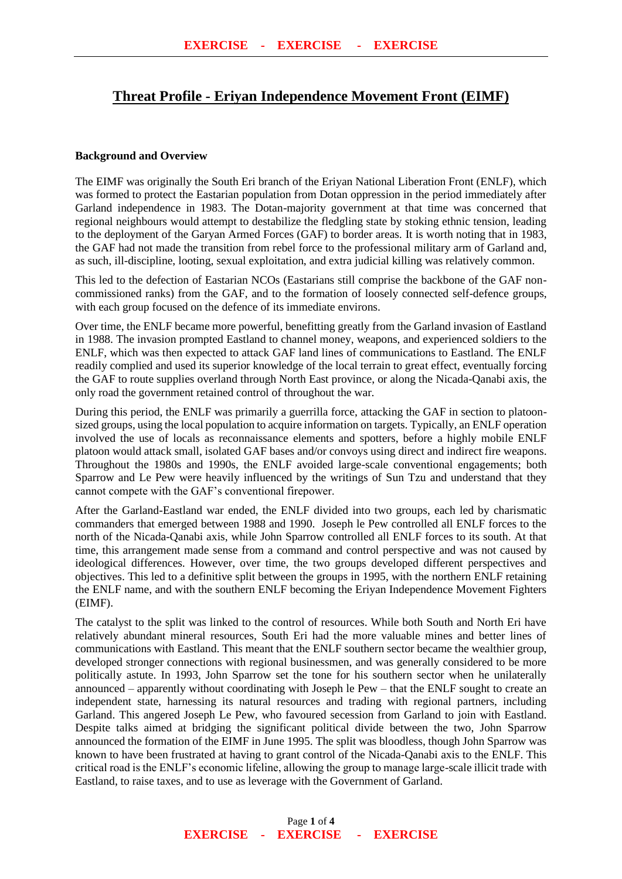# Threat Profile - Eriyan Independence Movement Front (EIMF)

**Background and Overview**

The EIMF was originally the South Eri branch of the Eriyan National Liberation Front (ENLF), which was formed to protect the Eastarian population from Dotan oppression in the period immediately after Garland independence in 1983. The Dotan-majority government at that time was concerned that regional neighbours would attempt to destabilize the fledgling state by stoking ethnic tension, leading to the deployment of the Garyan Armed Forces (GAF) to border areas. It is worth noting that in 1983, the GAF had not made the transition from rebel force to the professional military arm of Garland and, as such, ill-discipline, looting, sexual exploitation, and extra judicial killing was relatively common.

This led to the defection of Eastarian NCOs (Eastarians still comprise the backbone of the GAF non-commissioned ranks) from the GAF, and to the formation of loosely connected self-defence groups, with each group focused on the defence of its immediate environs.

Over time, the ENLF became more powerful, benefitting greatly from the Garland invasion of Eastland in 1988. The invasion prompted Eastland to channel money, weapons, and experienced soldiers to the ENLF, which was then expected to attack GAF land lines of communications to Eastland. The ENLF readily complied and used its superior knowledge of the local terrain to great effect, eventually forcing the GAF to route supplies overland through North East province, or along the Nicada-Qanabi axis, the only road the government retained control of throughout the war.

During this period, the ENLF was primarily a guerrilla force, attacking the GAF in section to platoon-sized groups, using the local population to acquire information on targets. Typically, an ENLF operation involved the use of locals as reconnaissance elements and spotters, before a highly mobile ENLF platoon would attack small, isolated GAF bases and/or convoys using direct and indirect fire weapons. Throughout the 1980s and 1990s, the ENLF avoided large-scale conventional engagements; both Sparrow and Le Pew were heavily influenced by the writings of Sun Tzu and understand that they cannot compete with the GAF's conventional firepower.

After the Garland-Eastland war ended, the ENLF divided into two groups, each led by charismatic commanders that emerged between 1988 and 1990. Joseph le Pew controlled all ENLF forces to the north of the Nicada-Qanabi axis, while John Sparrow controlled all ENLF forces to its south. At that time, this arrangement made sense from a command and control perspective and was not caused by ideological differences. However, over time, the two groups developed different perspectives and objectives. This led to a definitive split between the groups in 1995, with the northern ENLF retaining the ENLF name, and with the southern ENLF becoming the Eriyan Independence Movement Fighters (EIMF).

The catalyst to the split was linked to the control of resources. While both South and North Eri have relatively abundant mineral resources, South Eri had the more valuable mines and better lines of communications with Eastland. This meant that the ENLF southern sector became the wealthier group, developed stronger connections with regional businessmen, and was generally considered to be more politically astute. In 1993, John Sparrow set the tone for his southern sector when he unilaterally announced – apparently without coordinating with Joseph le Pew – that the ENLF sought to create an independent state, harnessing its natural resources and trading with regional partners, including Garland. This angered Joseph Le Pew, who favoured secession from Garland to join with Eastland. Despite talks aimed at bridging the significant political divide between the two, John Sparrow announced the formation of the EIMF in June 1995. The split was bloodless, though John Sparrow was known to have been frustrated at having to grant control of the Nicada-Qanabi axis to the ENLF. This critical road is the ENLF's economic lifeline, allowing the group to manage large-scale illicit trade with Eastland, to raise taxes, and to use as leverage with the Government of Garland.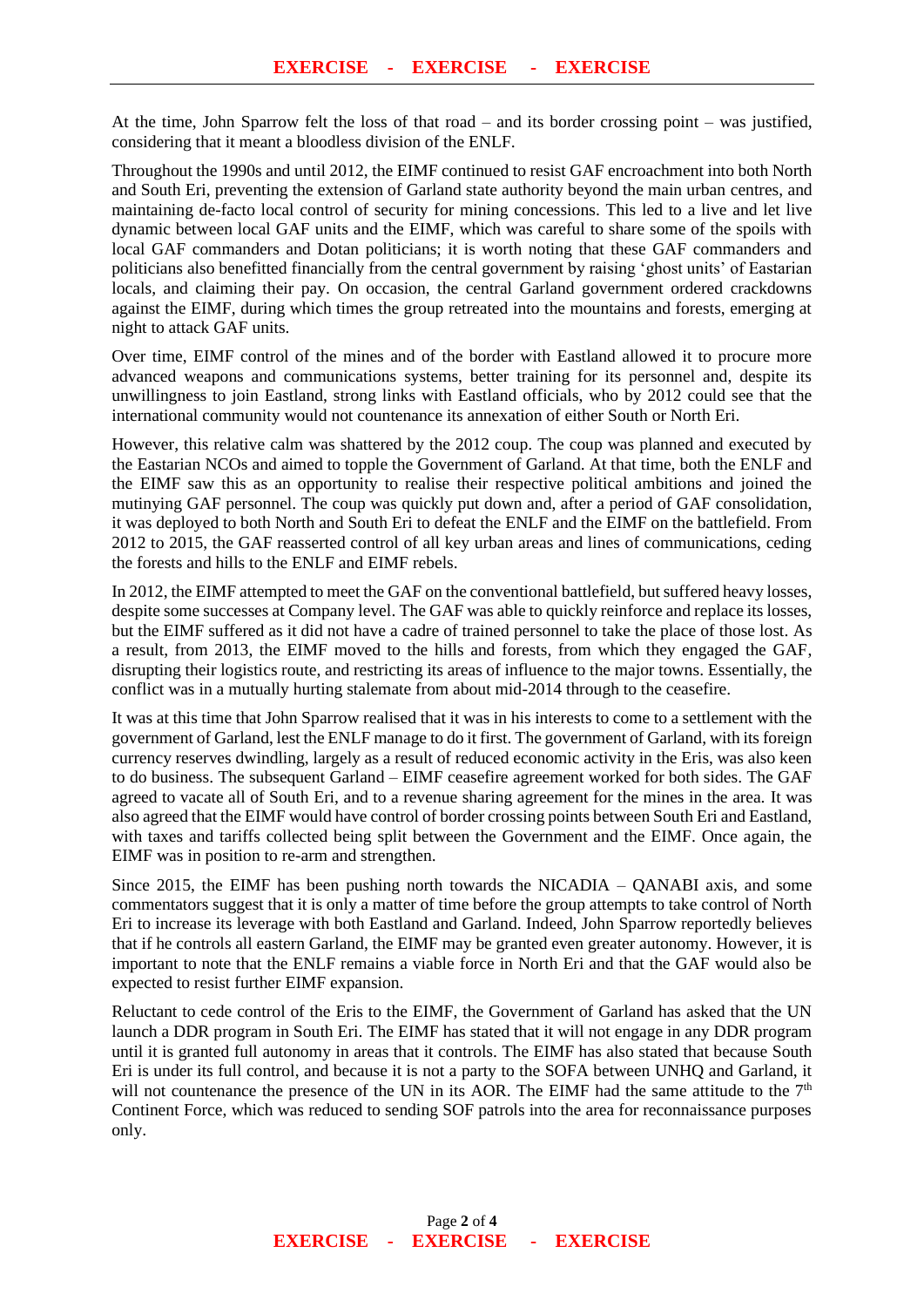At the time, John Sparrow felt the loss of that road – and its border crossing point – was justified, considering that it meant a bloodless division of the ENLF.

Throughout the 1990s and until 2012, the EIMF continued to resist GAF encroachment into both North and South Eri, preventing the extension of Garland state authority beyond the main urban centres, and maintaining de-facto local control of security for mining concessions. This led to a live and let live dynamic between local GAF units and the EIMF, which was careful to share some of the spoils with local GAF commanders and Dotan politicians; it is worth noting that these GAF commanders and politicians also benefitted financially from the central government by raising 'ghost units' of Eastarian locals, and claiming their pay. On occasion, the central Garland government ordered crackdowns against the EIMF, during which times the group retreated into the mountains and forests, emerging at night to attack GAF units.

Over time, EIMF control of the mines and of the border with Eastland allowed it to procure more advanced weapons and communications systems, better training for its personnel and, despite its unwillingness to join Eastland, strong links with Eastland officials, who by 2012 could see that the international community would not countenance its annexation of either South or North Eri.

However, this relative calm was shattered by the 2012 coup. The coup was planned and executed by the Eastarian NCOs and aimed to topple the Government of Garland. At that time, both the ENLF and the EIMF saw this as an opportunity to realise their respective political ambitions and joined the mutinying GAF personnel. The coup was quickly put down and, after a period of GAF consolidation, it was deployed to both North and South Eri to defeat the ENLF and the EIMF on the battlefield. From 2012 to 2015, the GAF reasserted control of all key urban areas and lines of communications, ceding the forests and hills to the ENLF and EIMF rebels.

In 2012, the EIMF attempted to meet the GAF on the conventional battlefield, but suffered heavy losses, despite some successes at Company level. The GAF was able to quickly reinforce and replace its losses, but the EIMF suffered as it did not have a cadre of trained personnel to take the place of those lost. As a result, from 2013, the EIMF moved to the hills and forests, from which they engaged the GAF, disrupting their logistics route, and restricting its areas of influence to the major towns. Essentially, the conflict was in a mutually hurting stalemate from about mid-2014 through to the ceasefire.

It was at this time that John Sparrow realised that it was in his interests to come to a settlement with the government of Garland, lest the ENLF manage to do it first. The government of Garland, with its foreign currency reserves dwindling, largely as a result of reduced economic activity in the Eris, was also keen to do business. The subsequent Garland – EIMF ceasefire agreement worked for both sides. The GAF agreed to vacate all of South Eri, and to a revenue sharing agreement for the mines in the area. It was also agreed that the EIMF would have control of border crossing points between South Eri and Eastland, with taxes and tariffs collected being split between the Government and the EIMF. Once again, the EIMF was in position to re-arm and strengthen.

Since 2015, the EIMF has been pushing north towards the NICADIA – QANABI axis, and some commentators suggest that it is only a matter of time before the group attempts to take control of North Eri to increase its leverage with both Eastland and Garland. Indeed, John Sparrow reportedly believes that if he controls all eastern Garland, the EIMF may be granted even greater autonomy. However, it is important to note that the ENLF remains a viable force in North Eri and that the GAF would also be expected to resist further EIMF expansion.

Reluctant to cede control of the Eris to the EIMF, the Government of Garland has asked that the UN launch a DDR program in South Eri. The EIMF has stated that it will not engage in any DDR program until it is granted full autonomy in areas that it controls. The EIMF has also stated that because South Eri is under its full control, and because it is not a party to the SOFA between UNHQ and Garland, it will not countenance the presence of the UN in its AOR. The EIMF had the same attitude to the 7th Continent Force, which was reduced to sending SOF patrols into the area for reconnaissance purposes only.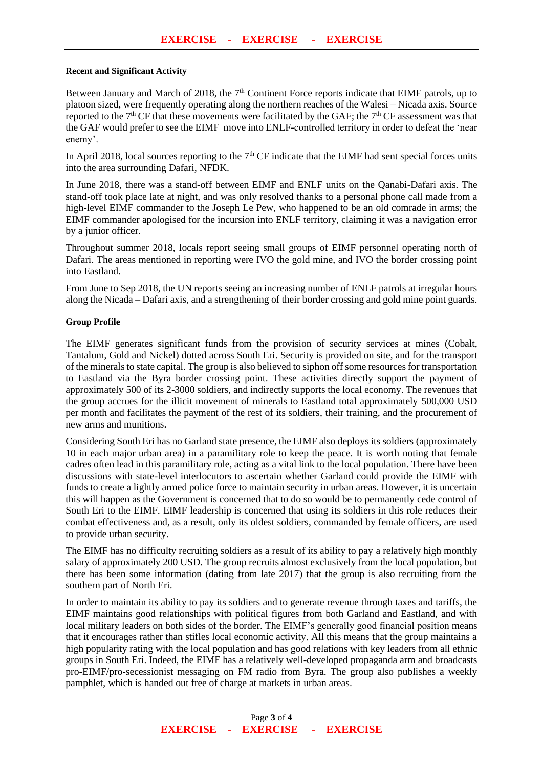**Recent and Significant Activity**

Between January and March of 2018, the 7th Continent Force reports indicate that EIMF patrols, up to platoon sized, were frequently operating along the northern reaches of the Walesi – Nicada axis. Source reported to the 7th CF that these movements were facilitated by the GAF; the 7th CF assessment was that the GAF would prefer to see the EIMF move into ENLF-controlled territory in order to defeat the 'near enemy'.

In April 2018, local sources reporting to the 7th CF indicate that the EIMF had sent special forces units into the area surrounding Dafari, NFDK.

In June 2018, there was a stand-off between EIMF and ENLF units on the Qanabi-Dafari axis. The stand-off took place late at night, and was only resolved thanks to a personal phone call made from a high-level EIMF commander to the Joseph Le Pew, who happened to be an old comrade in arms; the EIMF commander apologised for the incursion into ENLF territory, claiming it was a navigation error by a junior officer.

Throughout summer 2018, locals report seeing small groups of EIMF personnel operating north of Dafari. The areas mentioned in reporting were IVO the gold mine, and IVO the border crossing point into Eastland.

From June to Sep 2018, the UN reports seeing an increasing number of ENLF patrols at irregular hours along the Nicada – Dafari axis, and a strengthening of their border crossing and gold mine point guards.

**Group Profile**

The EIMF generates significant funds from the provision of security services at mines (Cobalt, Tantalum, Gold and Nickel) dotted across South Eri. Security is provided on site, and for the transport of the minerals to state capital. The group is also believed to siphon off some resources for transportation to Eastland via the Byra border crossing point. These activities directly support the payment of approximately 500 of its 2-3000 soldiers, and indirectly supports the local economy. The revenues that the group accrues for the illicit movement of minerals to Eastland total approximately 500,000 USD per month and facilitates the payment of the rest of its soldiers, their training, and the procurement of new arms and munitions.

Considering South Eri has no Garland state presence, the EIMF also deploys its soldiers (approximately 10 in each major urban area) in a paramilitary role to keep the peace. It is worth noting that female cadres often lead in this paramilitary role, acting as a vital link to the local population. There have been discussions with state-level interlocutors to ascertain whether Garland could provide the EIMF with funds to create a lightly armed police force to maintain security in urban areas. However, it is uncertain this will happen as the Government is concerned that to do so would be to permanently cede control of South Eri to the EIMF. EIMF leadership is concerned that using its soldiers in this role reduces their combat effectiveness and, as a result, only its oldest soldiers, commanded by female officers, are used to provide urban security.

The EIMF has no difficulty recruiting soldiers as a result of its ability to pay a relatively high monthly salary of approximately 200 USD. The group recruits almost exclusively from the local population, but there has been some information (dating from late 2017) that the group is also recruiting from the southern part of North Eri.

In order to maintain its ability to pay its soldiers and to generate revenue through taxes and tariffs, the EIMF maintains good relationships with political figures from both Garland and Eastland, and with local military leaders on both sides of the border. The EIMF's generally good financial position means that it encourages rather than stifles local economic activity. All this means that the group maintains a high popularity rating with the local population and has good relations with key leaders from all ethnic groups in South Eri. Indeed, the EIMF has a relatively well-developed propaganda arm and broadcasts pro-EIMF/pro-secessionist messaging on FM radio from Byra. The group also publishes a weekly pamphlet, which is handed out free of charge at markets in urban areas.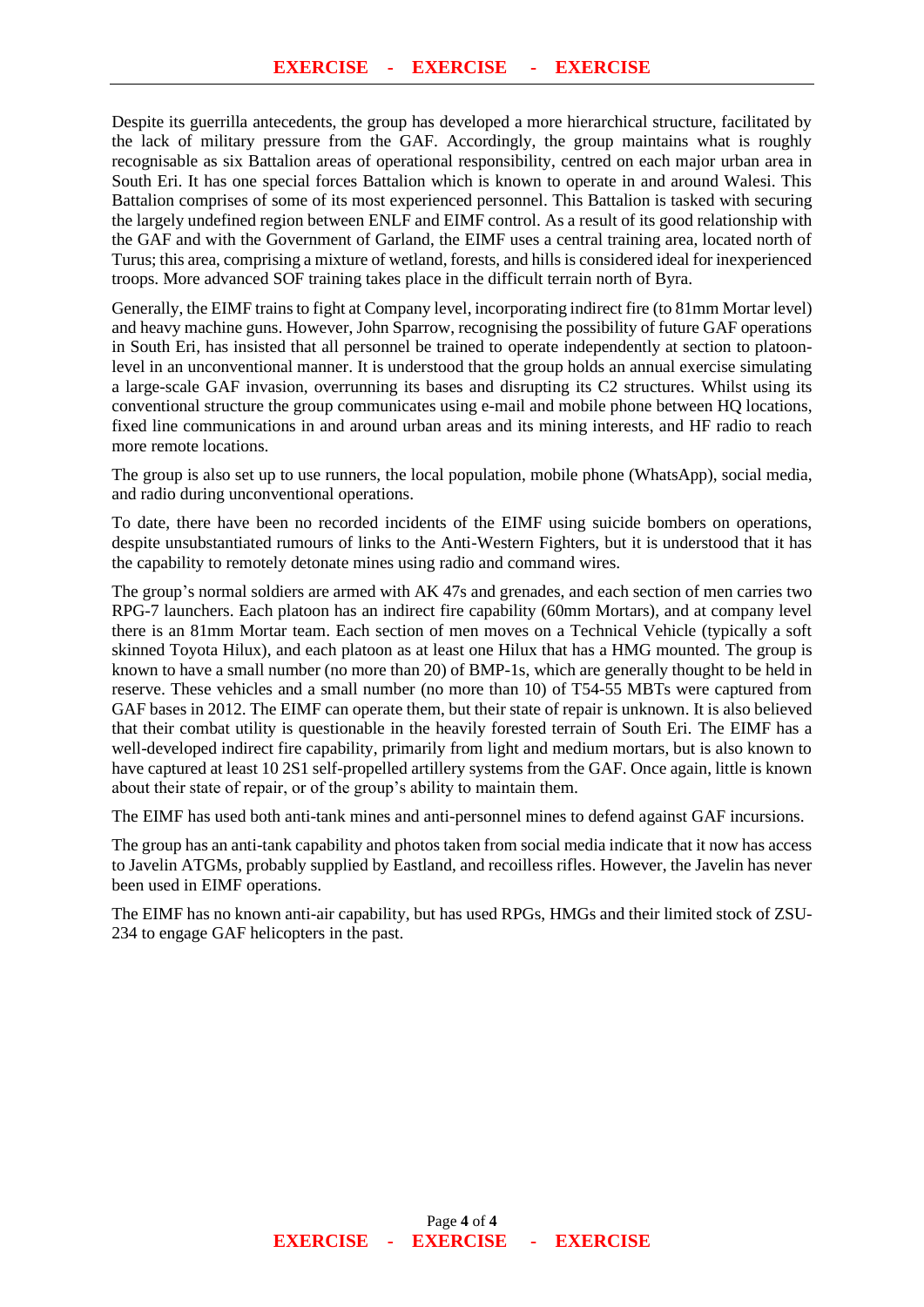Despite its guerrilla antecedents, the group has developed a more hierarchical structure, facilitated by the lack of military pressure from the GAF. Accordingly, the group maintains what is roughly recognisable as six Battalion areas of operational responsibility, centred on each major urban area in South Eri. It has one special forces Battalion which is known to operate in and around Walesi. This Battalion comprises of some of its most experienced personnel. This Battalion is tasked with securing the largely undefined region between ENLF and EIMF control. As a result of its good relationship with the GAF and with the Government of Garland, the EIMF uses a central training area, located north of Turus; this area, comprising a mixture of wetland, forests, and hills is considered ideal for inexperienced troops. More advanced SOF training takes place in the difficult terrain north of Byra.

Generally, the EIMF trains to fight at Company level, incorporating indirect fire (to 81mm Mortar level) and heavy machine guns. However, John Sparrow, recognising the possibility of future GAF operations in South Eri, has insisted that all personnel be trained to operate independently at section to platoon-level in an unconventional manner. It is understood that the group holds an annual exercise simulating a large-scale GAF invasion, overrunning its bases and disrupting its C2 structures. Whilst using its conventional structure the group communicates using e-mail and mobile phone between HQ locations, fixed line communications in and around urban areas and its mining interests, and HF radio to reach more remote locations.

The group is also set up to use runners, the local population, mobile phone (WhatsApp), social media, and radio during unconventional operations.

To date, there have been no recorded incidents of the EIMF using suicide bombers on operations, despite unsubstantiated rumours of links to the Anti-Western Fighters, but it is understood that it has the capability to remotely detonate mines using radio and command wires.

The group's normal soldiers are armed with AK 47s and grenades, and each section of men carries two RPG-7 launchers. Each platoon has an indirect fire capability (60mm Mortars), and at company level there is an 81mm Mortar team. Each section of men moves on a Technical Vehicle (typically a soft skinned Toyota Hilux), and each platoon as at least one Hilux that has a HMG mounted. The group is known to have a small number (no more than 20) of BMP-1s, which are generally thought to be held in reserve. These vehicles and a small number (no more than 10) of T54-55 MBTs were captured from GAF bases in 2012. The EIMF can operate them, but their state of repair is unknown. It is also believed that their combat utility is questionable in the heavily forested terrain of South Eri. The EIMF has a well-developed indirect fire capability, primarily from light and medium mortars, but is also known to have captured at least 10 2S1 self-propelled artillery systems from the GAF. Once again, little is known about their state of repair, or of the group's ability to maintain them.

The EIMF has used both anti-tank mines and anti-personnel mines to defend against GAF incursions.

The group has an anti-tank capability and photos taken from social media indicate that it now has access to Javelin ATGMs, probably supplied by Eastland, and recoilless rifles. However, the Javelin has never been used in EIMF operations.

The EIMF has no known anti-air capability, but has used RPGs, HMGs and their limited stock of ZSU-234 to engage GAF helicopters in the past.